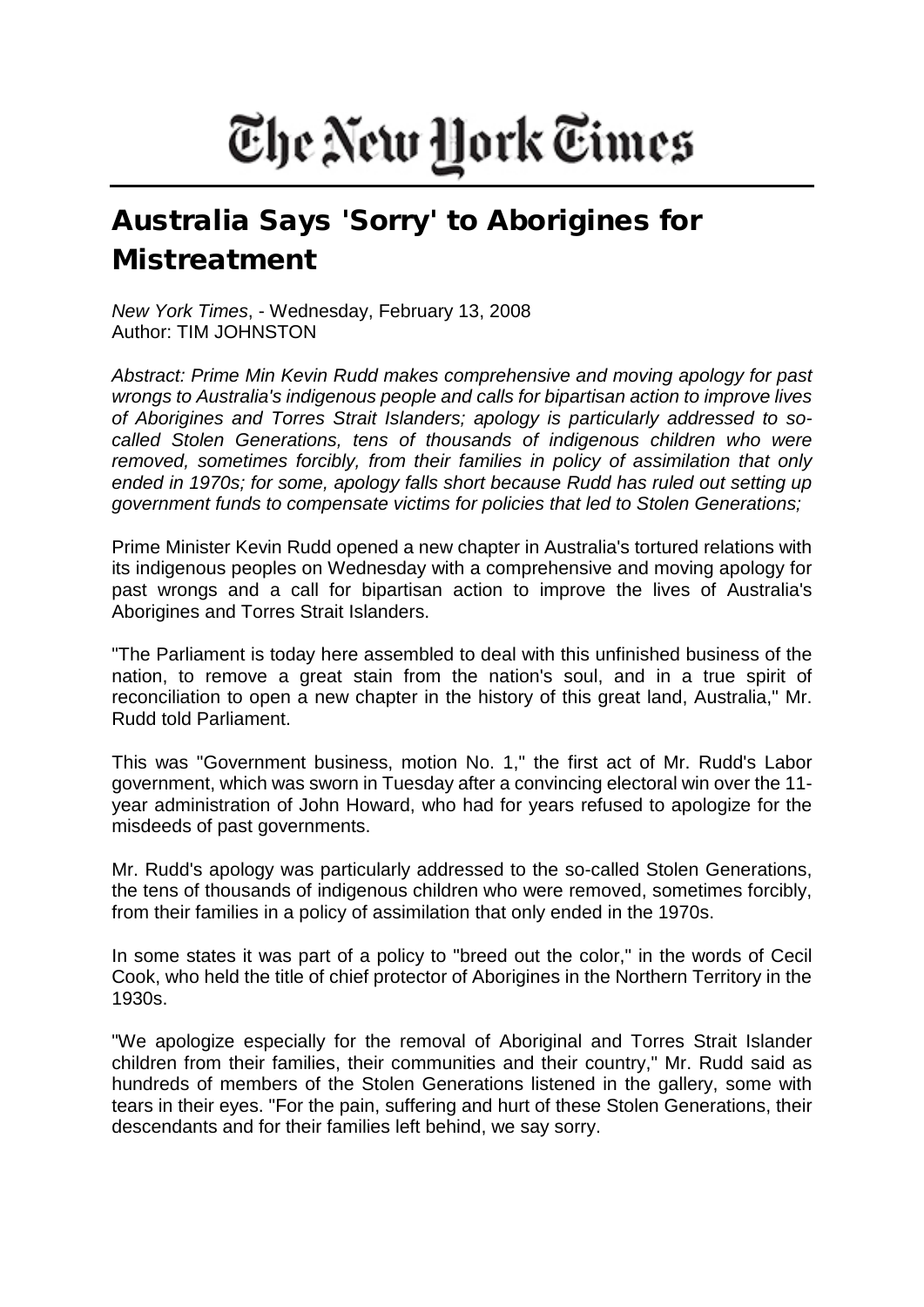# The New York Times

## Australia Says 'Sorry' to Aborigines for Mistreatment

*New York Times*, - Wednesday, February 13, 2008
Author: TIM JOHNSTON

*Abstract: Prime Min Kevin Rudd makes comprehensive and moving apology for past wrongs to Australia's indigenous people and calls for bipartisan action to improve lives of Aborigines and Torres Strait Islanders; apology is particularly addressed to so-called Stolen Generations, tens of thousands of indigenous children who were removed, sometimes forcibly, from their families in policy of assimilation that only ended in 1970s; for some, apology falls short because Rudd has ruled out setting up government funds to compensate victims for policies that led to Stolen Generations;*

Prime Minister Kevin Rudd opened a new chapter in Australia's tortured relations with its indigenous peoples on Wednesday with a comprehensive and moving apology for past wrongs and a call for bipartisan action to improve the lives of Australia's Aborigines and Torres Strait Islanders.

"The Parliament is today here assembled to deal with this unfinished business of the nation, to remove a great stain from the nation's soul, and in a true spirit of reconciliation to open a new chapter in the history of this great land, Australia," Mr. Rudd told Parliament.

This was "Government business, motion No. 1," the first act of Mr. Rudd's Labor government, which was sworn in Tuesday after a convincing electoral win over the 11-year administration of John Howard, who had for years refused to apologize for the misdeeds of past governments.

Mr. Rudd's apology was particularly addressed to the so-called Stolen Generations, the tens of thousands of indigenous children who were removed, sometimes forcibly, from their families in a policy of assimilation that only ended in the 1970s.

In some states it was part of a policy to "breed out the color," in the words of Cecil Cook, who held the title of chief protector of Aborigines in the Northern Territory in the 1930s.

"We apologize especially for the removal of Aboriginal and Torres Strait Islander children from their families, their communities and their country," Mr. Rudd said as hundreds of members of the Stolen Generations listened in the gallery, some with tears in their eyes. "For the pain, suffering and hurt of these Stolen Generations, their descendants and for their families left behind, we say sorry.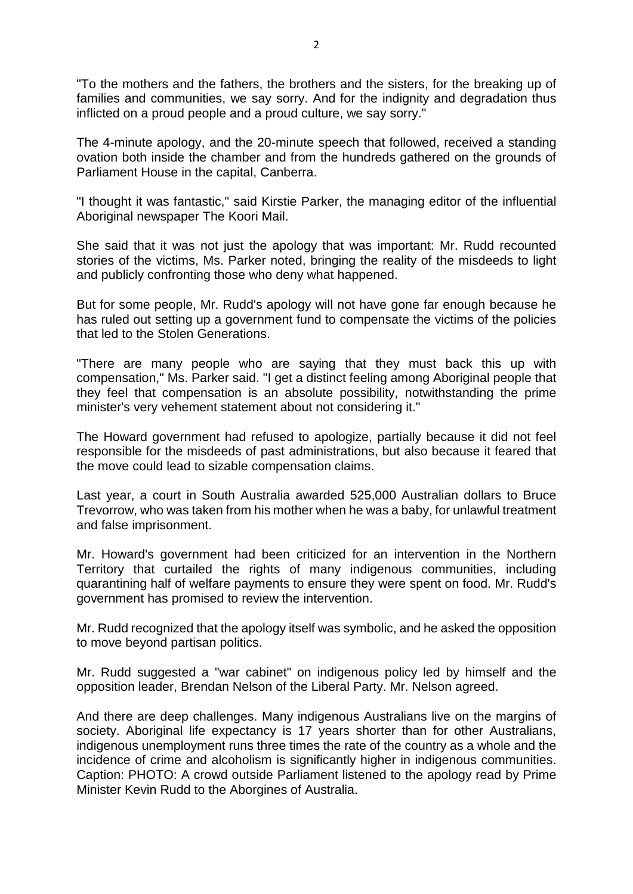"To the mothers and the fathers, the brothers and the sisters, for the breaking up of families and communities, we say sorry. And for the indignity and degradation thus inflicted on a proud people and a proud culture, we say sorry."

The 4-minute apology, and the 20-minute speech that followed, received a standing ovation both inside the chamber and from the hundreds gathered on the grounds of Parliament House in the capital, Canberra.

"I thought it was fantastic," said Kirstie Parker, the managing editor of the influential Aboriginal newspaper The Koori Mail.

She said that it was not just the apology that was important: Mr. Rudd recounted stories of the victims, Ms. Parker noted, bringing the reality of the misdeeds to light and publicly confronting those who deny what happened.

But for some people, Mr. Rudd's apology will not have gone far enough because he has ruled out setting up a government fund to compensate the victims of the policies that led to the Stolen Generations.

"There are many people who are saying that they must back this up with compensation," Ms. Parker said. "I get a distinct feeling among Aboriginal people that they feel that compensation is an absolute possibility, notwithstanding the prime minister's very vehement statement about not considering it."

The Howard government had refused to apologize, partially because it did not feel responsible for the misdeeds of past administrations, but also because it feared that the move could lead to sizable compensation claims.

Last year, a court in South Australia awarded 525,000 Australian dollars to Bruce Trevorrow, who was taken from his mother when he was a baby, for unlawful treatment and false imprisonment.

Mr. Howard's government had been criticized for an intervention in the Northern Territory that curtailed the rights of many indigenous communities, including quarantining half of welfare payments to ensure they were spent on food. Mr. Rudd's government has promised to review the intervention.

Mr. Rudd recognized that the apology itself was symbolic, and he asked the opposition to move beyond partisan politics.

Mr. Rudd suggested a "war cabinet" on indigenous policy led by himself and the opposition leader, Brendan Nelson of the Liberal Party. Mr. Nelson agreed.

And there are deep challenges. Many indigenous Australians live on the margins of society. Aboriginal life expectancy is 17 years shorter than for other Australians, indigenous unemployment runs three times the rate of the country as a whole and the incidence of crime and alcoholism is significantly higher in indigenous communities.
Caption: PHOTO: A crowd outside Parliament listened to the apology read by Prime Minister Kevin Rudd to the Aborgines of Australia.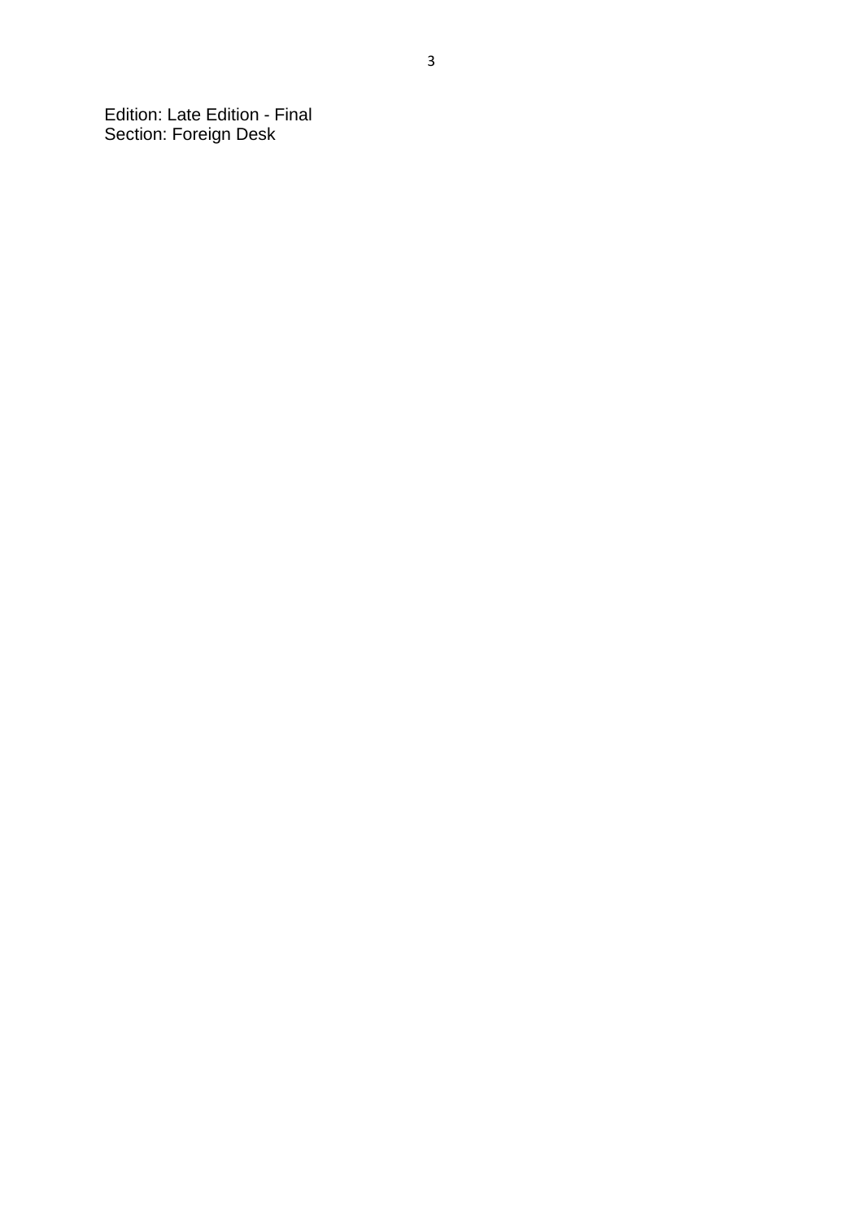Edition: Late Edition - Final
Section: Foreign Desk